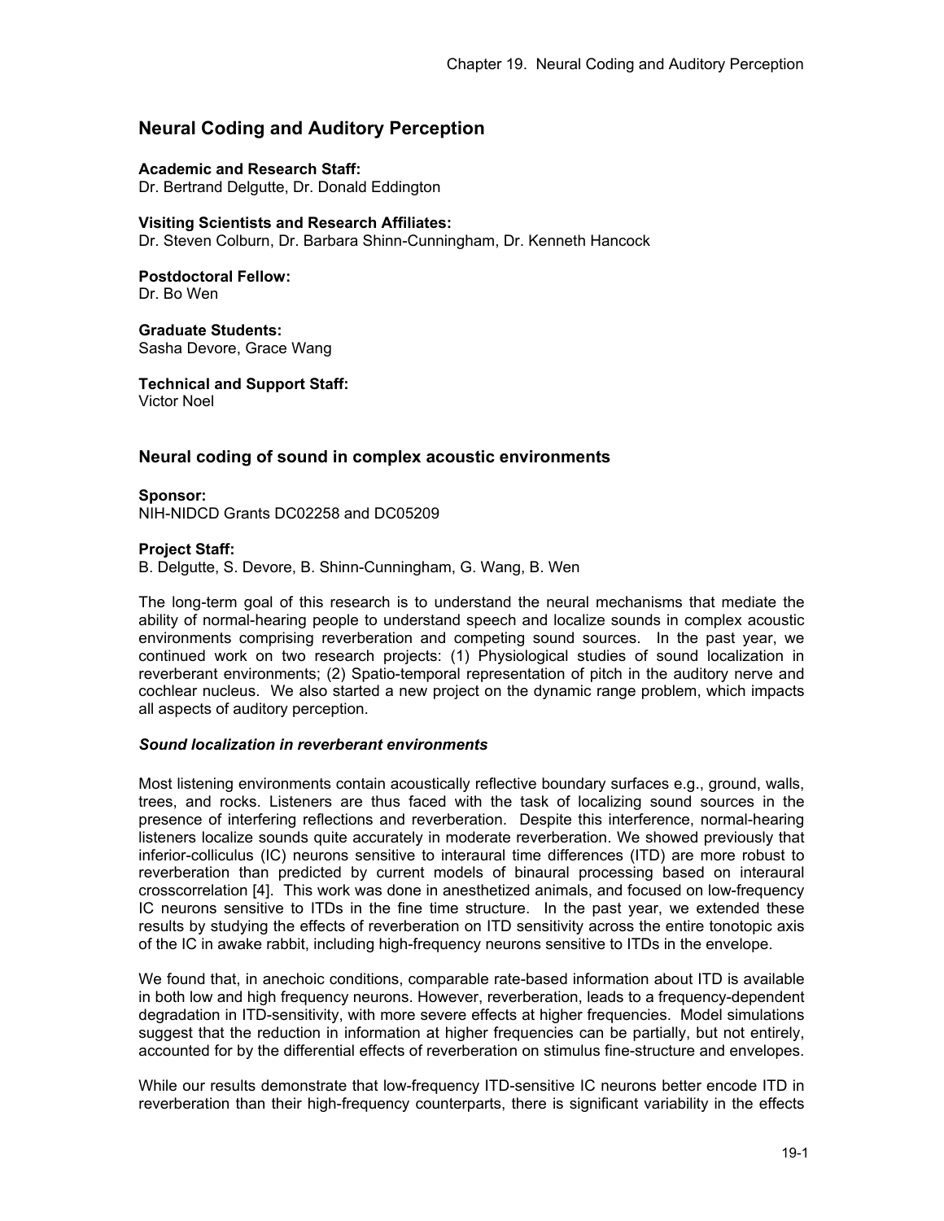# Neural Coding and Auditory Perception

**Academic and Research Staff:**
Dr. Bertrand Delgutte, Dr. Donald Eddington

**Visiting Scientists and Research Affiliates:**
Dr. Steven Colburn, Dr. Barbara Shinn-Cunningham, Dr. Kenneth Hancock

**Postdoctoral Fellow:**
Dr. Bo Wen

**Graduate Students:**
Sasha Devore, Grace Wang

**Technical and Support Staff:**
Victor Noel

## Neural coding of sound in complex acoustic environments

**Sponsor:**
NIH-NIDCD Grants DC02258 and DC05209

**Project Staff:**
B. Delgutte, S. Devore, B. Shinn-Cunningham, G. Wang, B. Wen

The long-term goal of this research is to understand the neural mechanisms that mediate the ability of normal-hearing people to understand speech and localize sounds in complex acoustic environments comprising reverberation and competing sound sources. In the past year, we continued work on two research projects: (1) Physiological studies of sound localization in reverberant environments; (2) Spatio-temporal representation of pitch in the auditory nerve and cochlear nucleus. We also started a new project on the dynamic range problem, which impacts all aspects of auditory perception.

### *Sound localization in reverberant environments*

Most listening environments contain acoustically reflective boundary surfaces e.g., ground, walls, trees, and rocks. Listeners are thus faced with the task of localizing sound sources in the presence of interfering reflections and reverberation. Despite this interference, normal-hearing listeners localize sounds quite accurately in moderate reverberation. We showed previously that inferior-colliculus (IC) neurons sensitive to interaural time differences (ITD) are more robust to reverberation than predicted by current models of binaural processing based on interaural crosscorrelation [4]. This work was done in anesthetized animals, and focused on low-frequency IC neurons sensitive to ITDs in the fine time structure. In the past year, we extended these results by studying the effects of reverberation on ITD sensitivity across the entire tonotopic axis of the IC in awake rabbit, including high-frequency neurons sensitive to ITDs in the envelope.

We found that, in anechoic conditions, comparable rate-based information about ITD is available in both low and high frequency neurons. However, reverberation, leads to a frequency-dependent degradation in ITD-sensitivity, with more severe effects at higher frequencies. Model simulations suggest that the reduction in information at higher frequencies can be partially, but not entirely, accounted for by the differential effects of reverberation on stimulus fine-structure and envelopes.

While our results demonstrate that low-frequency ITD-sensitive IC neurons better encode ITD in reverberation than their high-frequency counterparts, there is significant variability in the effects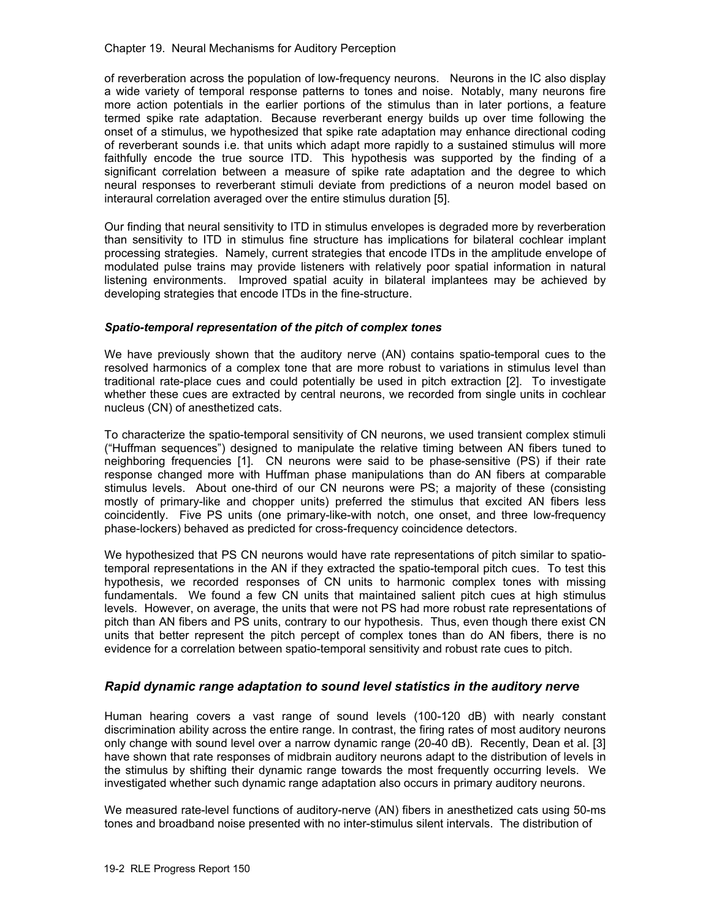of reverberation across the population of low-frequency neurons. Neurons in the IC also display a wide variety of temporal response patterns to tones and noise. Notably, many neurons fire more action potentials in the earlier portions of the stimulus than in later portions, a feature termed spike rate adaptation. Because reverberant energy builds up over time following the onset of a stimulus, we hypothesized that spike rate adaptation may enhance directional coding of reverberant sounds i.e. that units which adapt more rapidly to a sustained stimulus will more faithfully encode the true source ITD. This hypothesis was supported by the finding of a significant correlation between a measure of spike rate adaptation and the degree to which neural responses to reverberant stimuli deviate from predictions of a neuron model based on interaural correlation averaged over the entire stimulus duration [5].

Our finding that neural sensitivity to ITD in stimulus envelopes is degraded more by reverberation than sensitivity to ITD in stimulus fine structure has implications for bilateral cochlear implant processing strategies. Namely, current strategies that encode ITDs in the amplitude envelope of modulated pulse trains may provide listeners with relatively poor spatial information in natural listening environments. Improved spatial acuity in bilateral implantees may be achieved by developing strategies that encode ITDs in the fine-structure.

### *Spatio-temporal representation of the pitch of complex tones*

We have previously shown that the auditory nerve (AN) contains spatio-temporal cues to the resolved harmonics of a complex tone that are more robust to variations in stimulus level than traditional rate-place cues and could potentially be used in pitch extraction [2]. To investigate whether these cues are extracted by central neurons, we recorded from single units in cochlear nucleus (CN) of anesthetized cats.

To characterize the spatio-temporal sensitivity of CN neurons, we used transient complex stimuli ("Huffman sequences") designed to manipulate the relative timing between AN fibers tuned to neighboring frequencies [1]. CN neurons were said to be phase-sensitive (PS) if their rate response changed more with Huffman phase manipulations than do AN fibers at comparable stimulus levels. About one-third of our CN neurons were PS; a majority of these (consisting mostly of primary-like and chopper units) preferred the stimulus that excited AN fibers less coincidently. Five PS units (one primary-like-with notch, one onset, and three low-frequency phase-lockers) behaved as predicted for cross-frequency coincidence detectors.

We hypothesized that PS CN neurons would have rate representations of pitch similar to spatio-temporal representations in the AN if they extracted the spatio-temporal pitch cues. To test this hypothesis, we recorded responses of CN units to harmonic complex tones with missing fundamentals. We found a few CN units that maintained salient pitch cues at high stimulus levels. However, on average, the units that were not PS had more robust rate representations of pitch than AN fibers and PS units, contrary to our hypothesis. Thus, even though there exist CN units that better represent the pitch percept of complex tones than do AN fibers, there is no evidence for a correlation between spatio-temporal sensitivity and robust rate cues to pitch.

## *Rapid dynamic range adaptation to sound level statistics in the auditory nerve*

Human hearing covers a vast range of sound levels (100-120 dB) with nearly constant discrimination ability across the entire range. In contrast, the firing rates of most auditory neurons only change with sound level over a narrow dynamic range (20-40 dB). Recently, Dean et al. [3] have shown that rate responses of midbrain auditory neurons adapt to the distribution of levels in the stimulus by shifting their dynamic range towards the most frequently occurring levels. We investigated whether such dynamic range adaptation also occurs in primary auditory neurons.

We measured rate-level functions of auditory-nerve (AN) fibers in anesthetized cats using 50-ms tones and broadband noise presented with no inter-stimulus silent intervals. The distribution of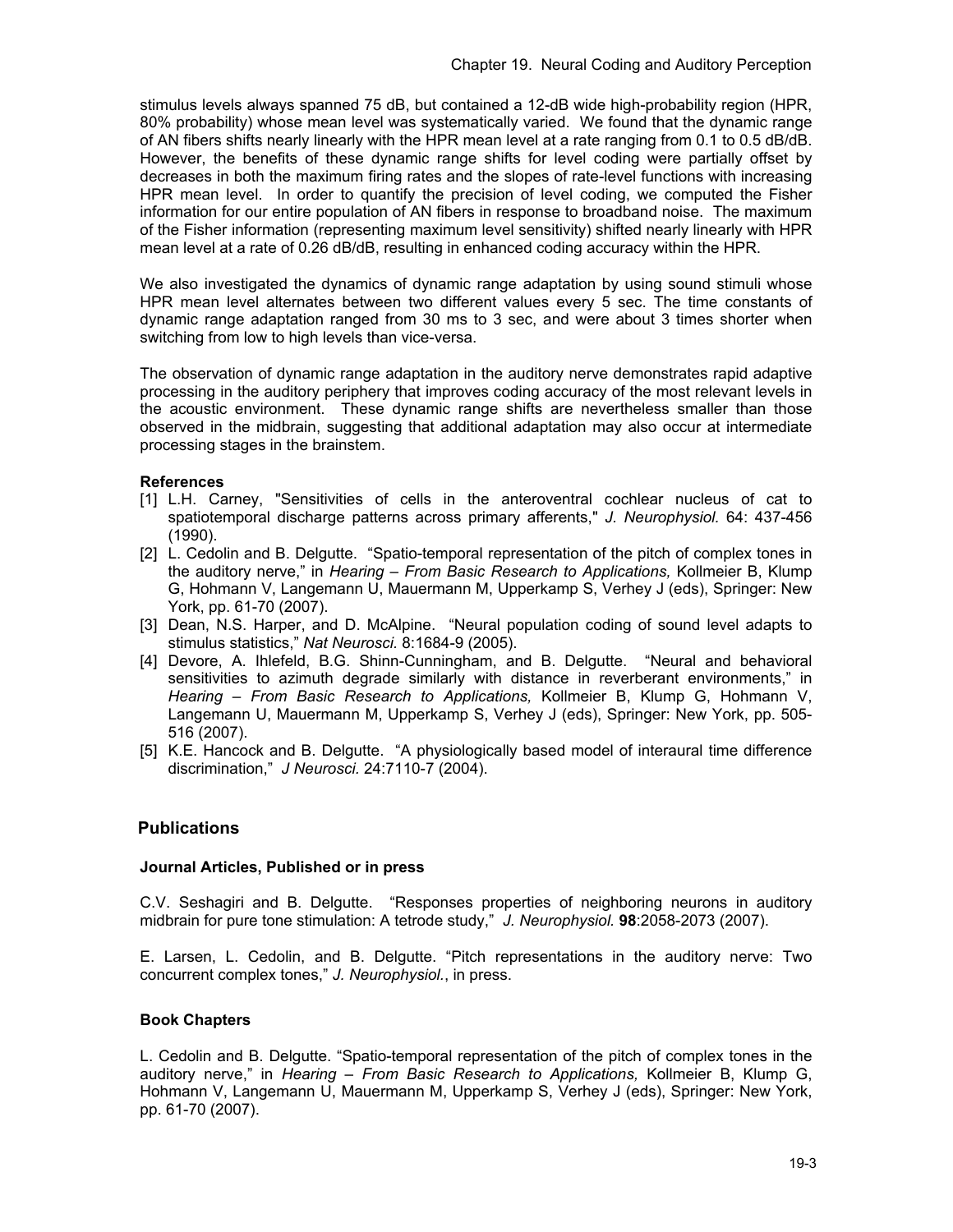stimulus levels always spanned 75 dB, but contained a 12-dB wide high-probability region (HPR, 80% probability) whose mean level was systematically varied. We found that the dynamic range of AN fibers shifts nearly linearly with the HPR mean level at a rate ranging from 0.1 to 0.5 dB/dB. However, the benefits of these dynamic range shifts for level coding were partially offset by decreases in both the maximum firing rates and the slopes of rate-level functions with increasing HPR mean level. In order to quantify the precision of level coding, we computed the Fisher information for our entire population of AN fibers in response to broadband noise. The maximum of the Fisher information (representing maximum level sensitivity) shifted nearly linearly with HPR mean level at a rate of 0.26 dB/dB, resulting in enhanced coding accuracy within the HPR.

We also investigated the dynamics of dynamic range adaptation by using sound stimuli whose HPR mean level alternates between two different values every 5 sec. The time constants of dynamic range adaptation ranged from 30 ms to 3 sec, and were about 3 times shorter when switching from low to high levels than vice-versa.

The observation of dynamic range adaptation in the auditory nerve demonstrates rapid adaptive processing in the auditory periphery that improves coding accuracy of the most relevant levels in the acoustic environment. These dynamic range shifts are nevertheless smaller than those observed in the midbrain, suggesting that additional adaptation may also occur at intermediate processing stages in the brainstem.

### References

[1] L.H. Carney, "Sensitivities of cells in the anteroventral cochlear nucleus of cat to spatiotemporal discharge patterns across primary afferents," *J. Neurophysiol.* 64: 437-456 (1990).

[2] L. Cedolin and B. Delgutte. "Spatio-temporal representation of the pitch of complex tones in the auditory nerve," in *Hearing – From Basic Research to Applications,* Kollmeier B, Klump G, Hohmann V, Langemann U, Mauermann M, Upperkamp S, Verhey J (eds), Springer: New York, pp. 61-70 (2007).

[3] Dean, N.S. Harper, and D. McAlpine. "Neural population coding of sound level adapts to stimulus statistics," *Nat Neurosci.* 8:1684-9 (2005).

[4] Devore, A. Ihlefeld, B.G. Shinn-Cunningham, and B. Delgutte. "Neural and behavioral sensitivities to azimuth degrade similarly with distance in reverberant environments," in *Hearing – From Basic Research to Applications,* Kollmeier B, Klump G, Hohmann V, Langemann U, Mauermann M, Upperkamp S, Verhey J (eds), Springer: New York, pp. 505-516 (2007).

[5] K.E. Hancock and B. Delgutte. "A physiologically based model of interaural time difference discrimination," *J Neurosci.* 24:7110-7 (2004).

## Publications

### Journal Articles, Published or in press

C.V. Seshagiri and B. Delgutte. "Responses properties of neighboring neurons in auditory midbrain for pure tone stimulation: A tetrode study," *J. Neurophysiol.* **98**:2058-2073 (2007).

E. Larsen, L. Cedolin, and B. Delgutte. "Pitch representations in the auditory nerve: Two concurrent complex tones," *J. Neurophysiol.*, in press.

### Book Chapters

L. Cedolin and B. Delgutte. "Spatio-temporal representation of the pitch of complex tones in the auditory nerve," in *Hearing – From Basic Research to Applications,* Kollmeier B, Klump G, Hohmann V, Langemann U, Mauermann M, Upperkamp S, Verhey J (eds), Springer: New York, pp. 61-70 (2007).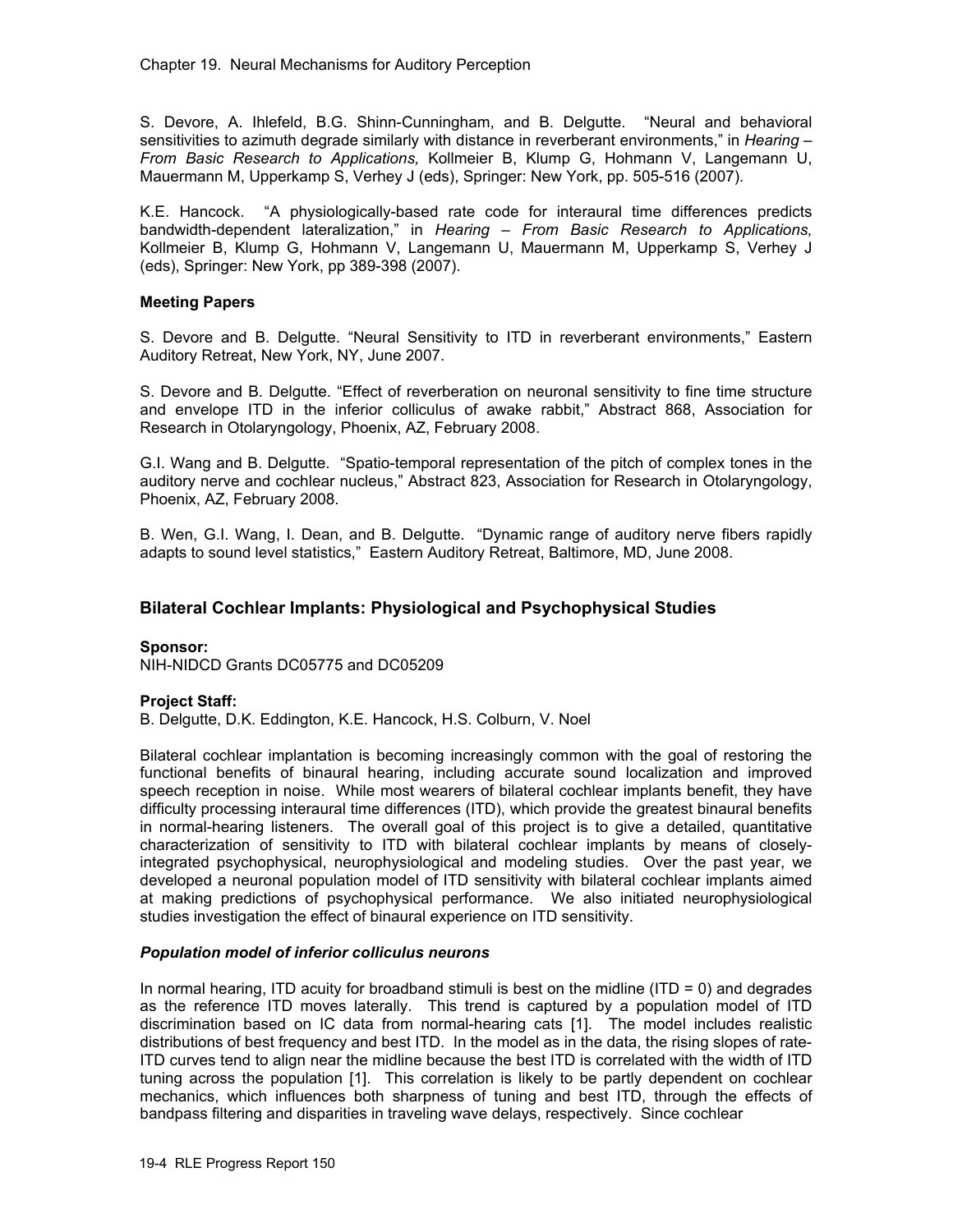S. Devore, A. Ihlefeld, B.G. Shinn-Cunningham, and B. Delgutte. "Neural and behavioral sensitivities to azimuth degrade similarly with distance in reverberant environments," in *Hearing – From Basic Research to Applications,* Kollmeier B, Klump G, Hohmann V, Langemann U, Mauermann M, Upperkamp S, Verhey J (eds), Springer: New York, pp. 505-516 (2007).

K.E. Hancock. "A physiologically-based rate code for interaural time differences predicts bandwidth-dependent lateralization," in *Hearing – From Basic Research to Applications,* Kollmeier B, Klump G, Hohmann V, Langemann U, Mauermann M, Upperkamp S, Verhey J (eds), Springer: New York, pp 389-398 (2007).

**Meeting Papers**

S. Devore and B. Delgutte. "Neural Sensitivity to ITD in reverberant environments," Eastern Auditory Retreat, New York, NY, June 2007.

S. Devore and B. Delgutte. "Effect of reverberation on neuronal sensitivity to fine time structure and envelope ITD in the inferior colliculus of awake rabbit," Abstract 868, Association for Research in Otolaryngology, Phoenix, AZ, February 2008.

G.I. Wang and B. Delgutte. "Spatio-temporal representation of the pitch of complex tones in the auditory nerve and cochlear nucleus," Abstract 823, Association for Research in Otolaryngology, Phoenix, AZ, February 2008.

B. Wen, G.I. Wang, I. Dean, and B. Delgutte. "Dynamic range of auditory nerve fibers rapidly adapts to sound level statistics," Eastern Auditory Retreat, Baltimore, MD, June 2008.

## Bilateral Cochlear Implants: Physiological and Psychophysical Studies

**Sponsor:**
NIH-NIDCD Grants DC05775 and DC05209

**Project Staff:**
B. Delgutte, D.K. Eddington, K.E. Hancock, H.S. Colburn, V. Noel

Bilateral cochlear implantation is becoming increasingly common with the goal of restoring the functional benefits of binaural hearing, including accurate sound localization and improved speech reception in noise. While most wearers of bilateral cochlear implants benefit, they have difficulty processing interaural time differences (ITD), which provide the greatest binaural benefits in normal-hearing listeners. The overall goal of this project is to give a detailed, quantitative characterization of sensitivity to ITD with bilateral cochlear implants by means of closely-integrated psychophysical, neurophysiological and modeling studies. Over the past year, we developed a neuronal population model of ITD sensitivity with bilateral cochlear implants aimed at making predictions of psychophysical performance. We also initiated neurophysiological studies investigation the effect of binaural experience on ITD sensitivity.

### *Population model of inferior colliculus neurons*

In normal hearing, ITD acuity for broadband stimuli is best on the midline (ITD = 0) and degrades as the reference ITD moves laterally. This trend is captured by a population model of ITD discrimination based on IC data from normal-hearing cats [1]. The model includes realistic distributions of best frequency and best ITD. In the model as in the data, the rising slopes of rate-ITD curves tend to align near the midline because the best ITD is correlated with the width of ITD tuning across the population [1]. This correlation is likely to be partly dependent on cochlear mechanics, which influences both sharpness of tuning and best ITD, through the effects of bandpass filtering and disparities in traveling wave delays, respectively. Since cochlear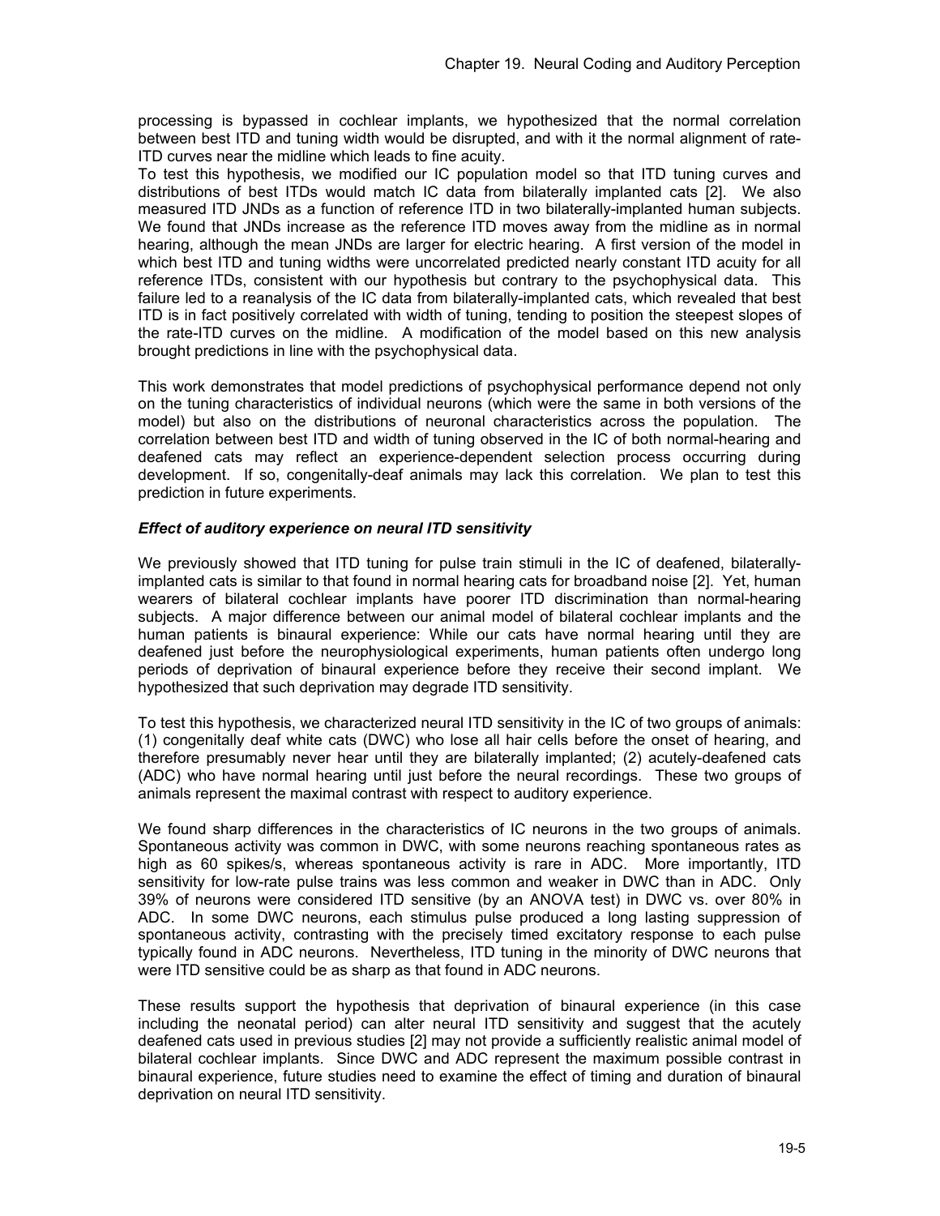processing is bypassed in cochlear implants, we hypothesized that the normal correlation between best ITD and tuning width would be disrupted, and with it the normal alignment of rate-ITD curves near the midline which leads to fine acuity.

To test this hypothesis, we modified our IC population model so that ITD tuning curves and distributions of best ITDs would match IC data from bilaterally implanted cats [2]. We also measured ITD JNDs as a function of reference ITD in two bilaterally-implanted human subjects. We found that JNDs increase as the reference ITD moves away from the midline as in normal hearing, although the mean JNDs are larger for electric hearing. A first version of the model in which best ITD and tuning widths were uncorrelated predicted nearly constant ITD acuity for all reference ITDs, consistent with our hypothesis but contrary to the psychophysical data. This failure led to a reanalysis of the IC data from bilaterally-implanted cats, which revealed that best ITD is in fact positively correlated with width of tuning, tending to position the steepest slopes of the rate-ITD curves on the midline. A modification of the model based on this new analysis brought predictions in line with the psychophysical data.

This work demonstrates that model predictions of psychophysical performance depend not only on the tuning characteristics of individual neurons (which were the same in both versions of the model) but also on the distributions of neuronal characteristics across the population. The correlation between best ITD and width of tuning observed in the IC of both normal-hearing and deafened cats may reflect an experience-dependent selection process occurring during development. If so, congenitally-deaf animals may lack this correlation. We plan to test this prediction in future experiments.

### *Effect of auditory experience on neural ITD sensitivity*

We previously showed that ITD tuning for pulse train stimuli in the IC of deafened, bilaterally-implanted cats is similar to that found in normal hearing cats for broadband noise [2]. Yet, human wearers of bilateral cochlear implants have poorer ITD discrimination than normal-hearing subjects. A major difference between our animal model of bilateral cochlear implants and the human patients is binaural experience: While our cats have normal hearing until they are deafened just before the neurophysiological experiments, human patients often undergo long periods of deprivation of binaural experience before they receive their second implant. We hypothesized that such deprivation may degrade ITD sensitivity.

To test this hypothesis, we characterized neural ITD sensitivity in the IC of two groups of animals: (1) congenitally deaf white cats (DWC) who lose all hair cells before the onset of hearing, and therefore presumably never hear until they are bilaterally implanted; (2) acutely-deafened cats (ADC) who have normal hearing until just before the neural recordings. These two groups of animals represent the maximal contrast with respect to auditory experience.

We found sharp differences in the characteristics of IC neurons in the two groups of animals. Spontaneous activity was common in DWC, with some neurons reaching spontaneous rates as high as 60 spikes/s, whereas spontaneous activity is rare in ADC. More importantly, ITD sensitivity for low-rate pulse trains was less common and weaker in DWC than in ADC. Only 39% of neurons were considered ITD sensitive (by an ANOVA test) in DWC vs. over 80% in ADC. In some DWC neurons, each stimulus pulse produced a long lasting suppression of spontaneous activity, contrasting with the precisely timed excitatory response to each pulse typically found in ADC neurons. Nevertheless, ITD tuning in the minority of DWC neurons that were ITD sensitive could be as sharp as that found in ADC neurons.

These results support the hypothesis that deprivation of binaural experience (in this case including the neonatal period) can alter neural ITD sensitivity and suggest that the acutely deafened cats used in previous studies [2] may not provide a sufficiently realistic animal model of bilateral cochlear implants. Since DWC and ADC represent the maximum possible contrast in binaural experience, future studies need to examine the effect of timing and duration of binaural deprivation on neural ITD sensitivity.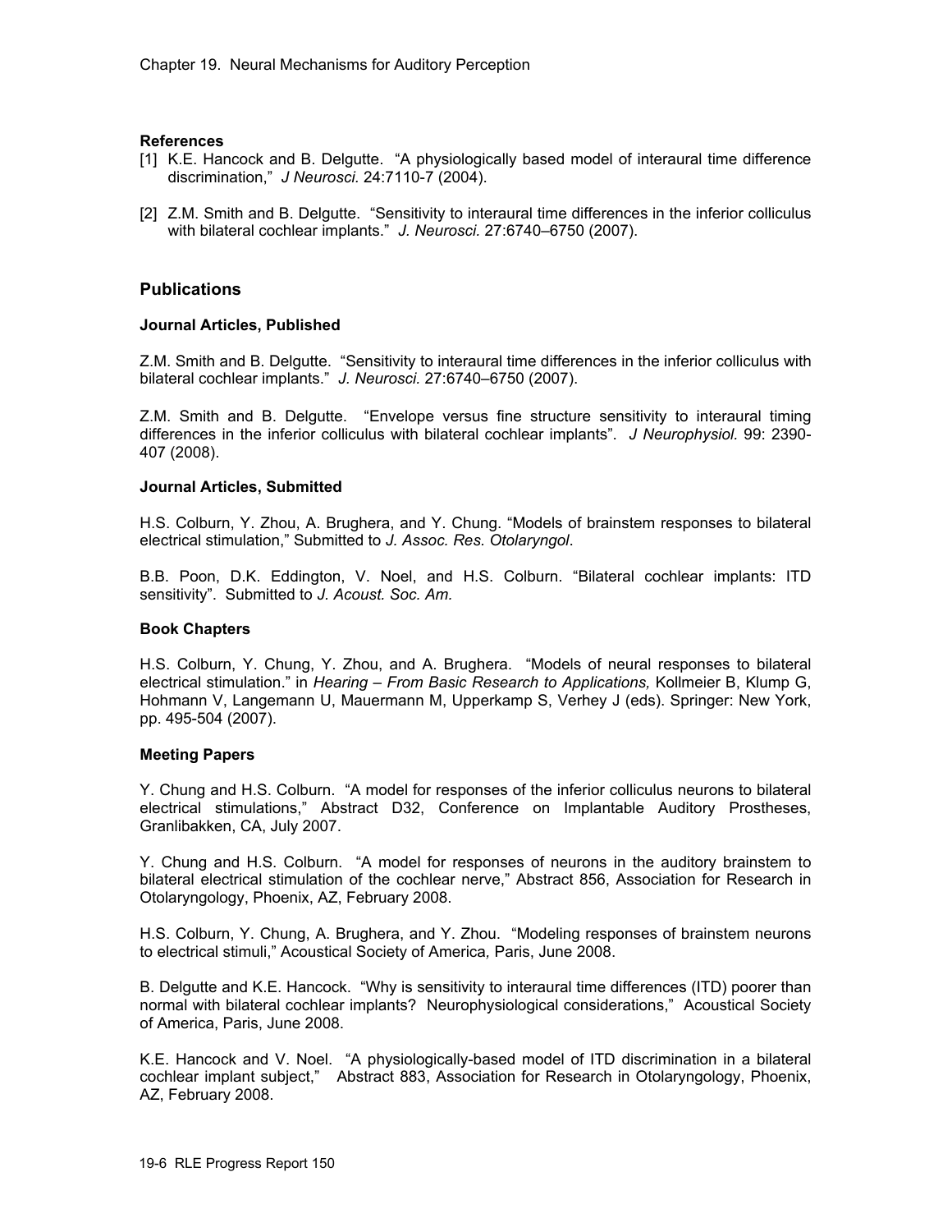### References

[1] K.E. Hancock and B. Delgutte. "A physiologically based model of interaural time difference discrimination," *J Neurosci*. 24:7110-7 (2004).

[2] Z.M. Smith and B. Delgutte. "Sensitivity to interaural time differences in the inferior colliculus with bilateral cochlear implants." *J. Neurosci.* 27:6740–6750 (2007).

## Publications

### Journal Articles, Published

Z.M. Smith and B. Delgutte. "Sensitivity to interaural time differences in the inferior colliculus with bilateral cochlear implants." *J. Neurosci.* 27:6740–6750 (2007).

Z.M. Smith and B. Delgutte. "Envelope versus fine structure sensitivity to interaural timing differences in the inferior colliculus with bilateral cochlear implants". *J Neurophysiol.* 99: 2390-407 (2008).

### Journal Articles, Submitted

H.S. Colburn, Y. Zhou, A. Brughera, and Y. Chung. "Models of brainstem responses to bilateral electrical stimulation," Submitted to *J. Assoc. Res. Otolaryngol*.

B.B. Poon, D.K. Eddington, V. Noel, and H.S. Colburn. "Bilateral cochlear implants: ITD sensitivity". Submitted to *J. Acoust. Soc. Am.*

### Book Chapters

H.S. Colburn, Y. Chung, Y. Zhou, and A. Brughera. "Models of neural responses to bilateral electrical stimulation." in *Hearing – From Basic Research to Applications,* Kollmeier B, Klump G, Hohmann V, Langemann U, Mauermann M, Upperkamp S, Verhey J (eds). Springer: New York, pp. 495-504 (2007).

### Meeting Papers

Y. Chung and H.S. Colburn. "A model for responses of the inferior colliculus neurons to bilateral electrical stimulations," Abstract D32, Conference on Implantable Auditory Prostheses, Granlibakken, CA, July 2007.

Y. Chung and H.S. Colburn. "A model for responses of neurons in the auditory brainstem to bilateral electrical stimulation of the cochlear nerve," Abstract 856, Association for Research in Otolaryngology, Phoenix, AZ, February 2008.

H.S. Colburn, Y. Chung, A. Brughera, and Y. Zhou. "Modeling responses of brainstem neurons to electrical stimuli," Acoustical Society of America*,* Paris, June 2008.

B. Delgutte and K.E. Hancock. "Why is sensitivity to interaural time differences (ITD) poorer than normal with bilateral cochlear implants? Neurophysiological considerations," Acoustical Society of America, Paris, June 2008.

K.E. Hancock and V. Noel. "A physiologically-based model of ITD discrimination in a bilateral cochlear implant subject," Abstract 883, Association for Research in Otolaryngology, Phoenix, AZ, February 2008.